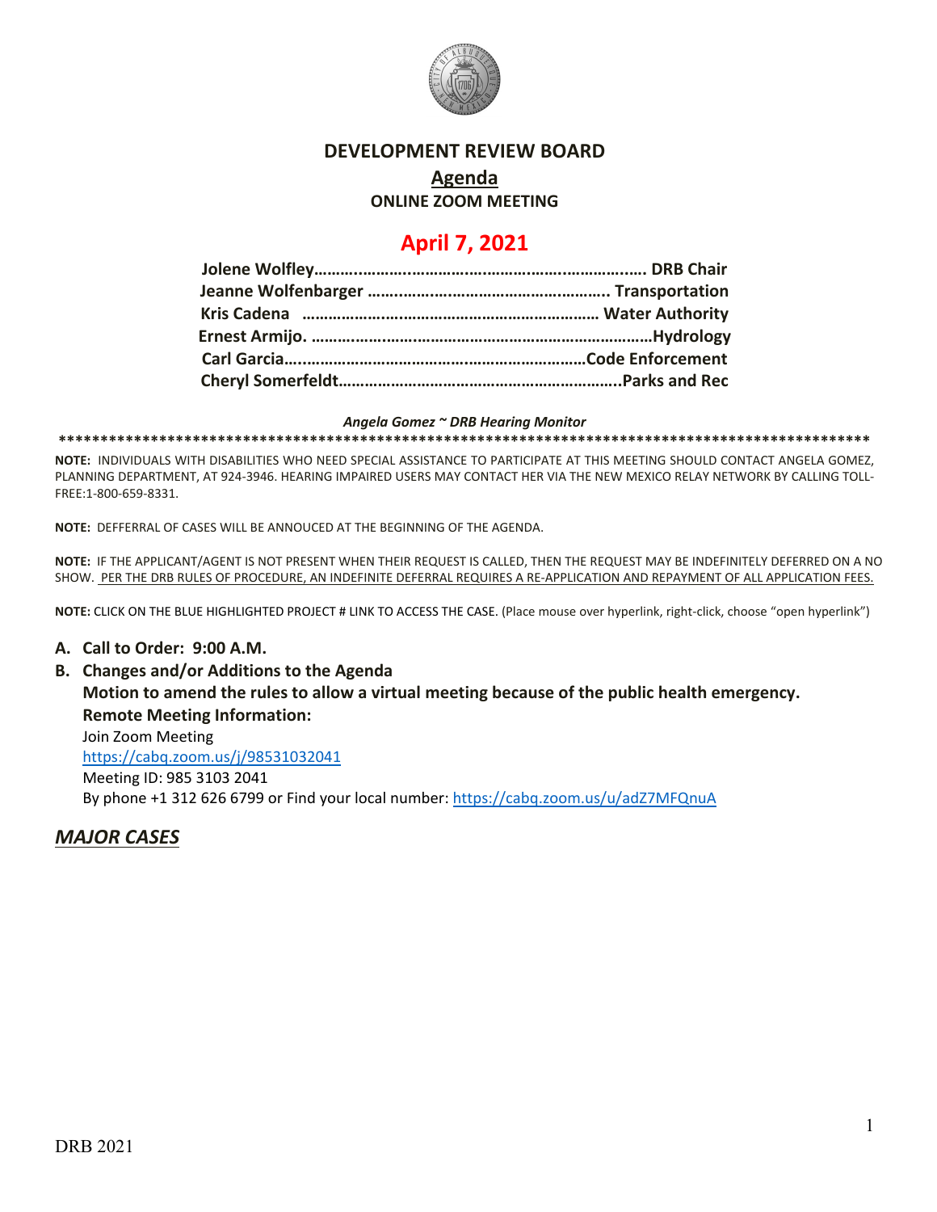# DEVELOPMENT REVIEW BOARD

## Agenda

**ONLINE ZOOM MEETING**

## April 7, 2021

**Jolene Wolfley………………………………………………………………. DRB Chair**
**Jeanne Wolfenbarger …………………………………………….. Transportation**
**Kris Cadena ………………………………………………………… Water Authority**
**Ernest Armijo. ……………………………………………………………Hydrology**
**Carl Garcia……………………………………………………………Code Enforcement**
**Cheryl Somerfeldt………………………………………………………..Parks and Rec**

***Angela Gomez ~ DRB Hearing Monitor***

****************************************************************************************************

**NOTE:** INDIVIDUALS WITH DISABILITIES WHO NEED SPECIAL ASSISTANCE TO PARTICIPATE AT THIS MEETING SHOULD CONTACT ANGELA GOMEZ, PLANNING DEPARTMENT, AT 924-3946. HEARING IMPAIRED USERS MAY CONTACT HER VIA THE NEW MEXICO RELAY NETWORK BY CALLING TOLL-FREE:1-800-659-8331.

**NOTE:** DEFFERRAL OF CASES WILL BE ANNOUCED AT THE BEGINNING OF THE AGENDA.

**NOTE:** IF THE APPLICANT/AGENT IS NOT PRESENT WHEN THEIR REQUEST IS CALLED, THEN THE REQUEST MAY BE INDEFINITELY DEFERRED ON A NO SHOW. PER THE DRB RULES OF PROCEDURE, AN INDEFINITE DEFERRAL REQUIRES A RE-APPLICATION AND REPAYMENT OF ALL APPLICATION FEES.

**NOTE:** CLICK ON THE BLUE HIGHLIGHTED PROJECT # LINK TO ACCESS THE CASE. (Place mouse over hyperlink, right-click, choose "open hyperlink")

**A. Call to Order: 9:00 A.M.**

**B. Changes and/or Additions to the Agenda**

**Motion to amend the rules to allow a virtual meeting because of the public health emergency.**

**Remote Meeting Information:**

Join Zoom Meeting
https://cabq.zoom.us/j/98531032041
Meeting ID: 985 3103 2041
By phone +1 312 626 6799 or Find your local number: https://cabq.zoom.us/u/adZ7MFQnuA

## *MAJOR CASES*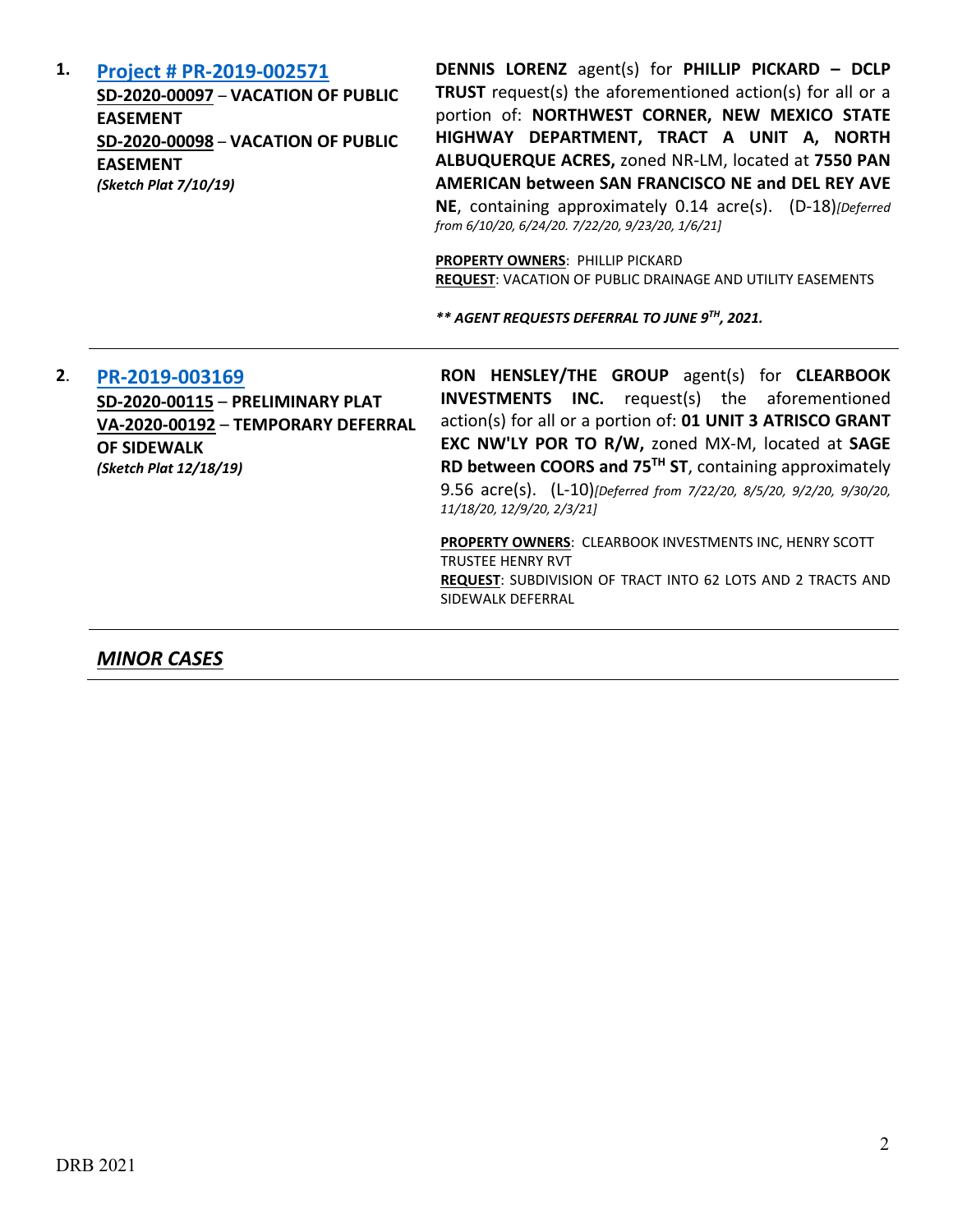1. **[Project # PR-2019-002571]**
**SD-2020-00097** – **VACATION OF PUBLIC EASEMENT**
**SD-2020-00098** – **VACATION OF PUBLIC EASEMENT**
***(Sketch Plat 7/10/19)***

**DENNIS LORENZ** agent(s) for **PHILLIP PICKARD – DCLP TRUST** request(s) the aforementioned action(s) for all or a portion of: **NORTHWEST CORNER, NEW MEXICO STATE HIGHWAY DEPARTMENT, TRACT A UNIT A, NORTH ALBUQUERQUE ACRES,** zoned NR-LM, located at **7550 PAN AMERICAN between SAN FRANCISCO NE and DEL REY AVE NE**, containing approximately 0.14 acre(s). (D-18)*[Deferred from 6/10/20, 6/24/20. 7/22/20, 9/23/20, 1/6/21]*

**PROPERTY OWNERS**: PHILLIP PICKARD
**REQUEST**: VACATION OF PUBLIC DRAINAGE AND UTILITY EASEMENTS

***** AGENT REQUESTS DEFERRAL TO JUNE 9TH, 2021.***

---

2. **[PR-2019-003169]**
**SD-2020-00115** – **PRELIMINARY PLAT**
**VA-2020-00192** – **TEMPORARY DEFERRAL OF SIDEWALK**
***(Sketch Plat 12/18/19)***

**RON HENSLEY/THE GROUP** agent(s) for **CLEARBOOK INVESTMENTS INC.** request(s) the aforementioned action(s) for all or a portion of: **01 UNIT 3 ATRISCO GRANT EXC NW'LY POR TO R/W,** zoned MX-M, located at **SAGE RD between COORS and 75TH ST**, containing approximately 9.56 acre(s). (L-10)*[Deferred from 7/22/20, 8/5/20, 9/2/20, 9/30/20, 11/18/20, 12/9/20, 2/3/21]*

**PROPERTY OWNERS**: CLEARBOOK INVESTMENTS INC, HENRY SCOTT TRUSTEE HENRY RVT
**REQUEST**: SUBDIVISION OF TRACT INTO 62 LOTS AND 2 TRACTS AND SIDEWALK DEFERRAL

---

## ***MINOR CASES***

DRB 2021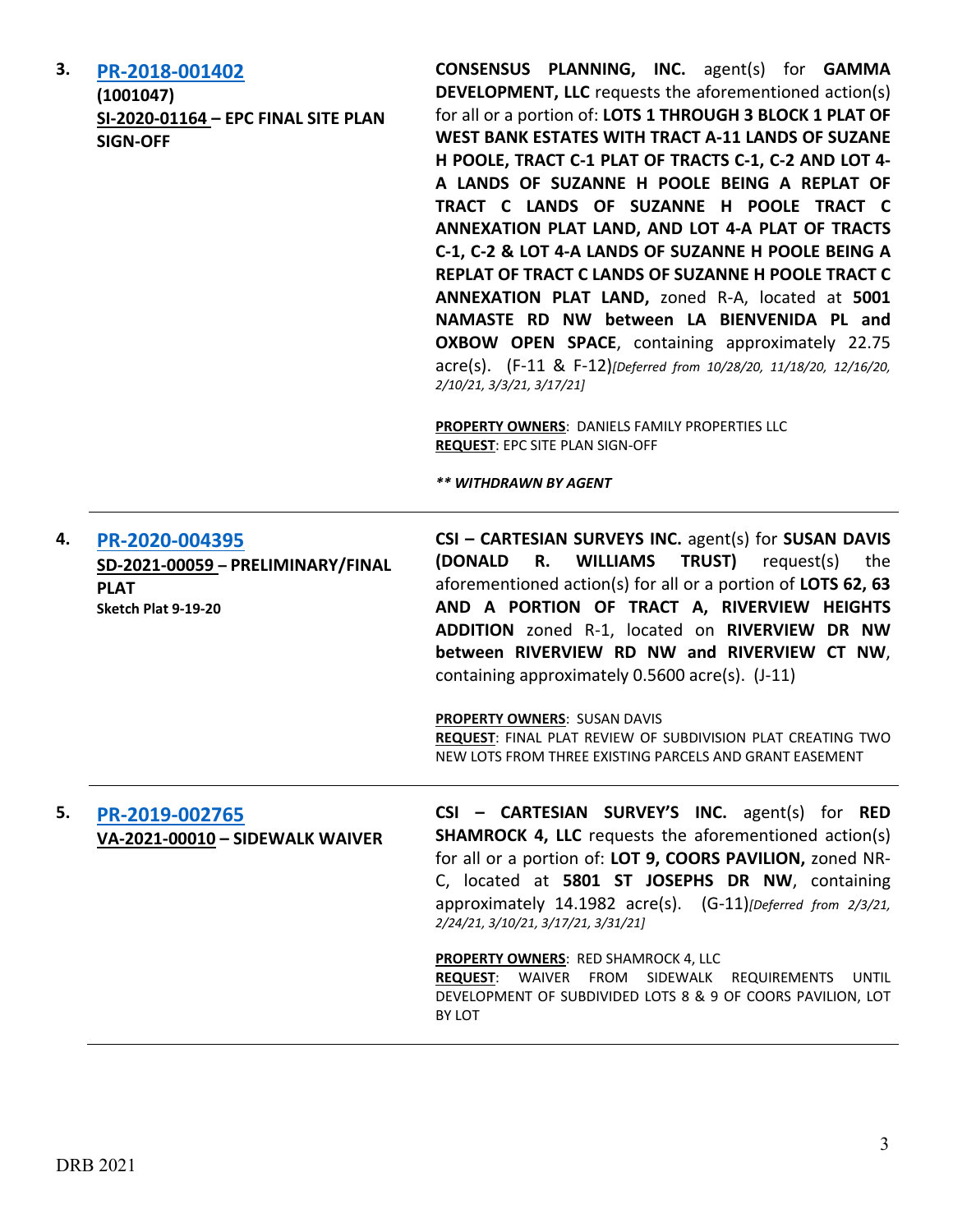**3.** **PR-2018-001402**
**(1001047)**
**SI-2020-01164 – EPC FINAL SITE PLAN SIGN-OFF**

**CONSENSUS PLANNING, INC.** agent(s) for **GAMMA DEVELOPMENT, LLC** requests the aforementioned action(s) for all or a portion of: **LOTS 1 THROUGH 3 BLOCK 1 PLAT OF WEST BANK ESTATES WITH TRACT A-11 LANDS OF SUZANE H POOLE, TRACT C-1 PLAT OF TRACTS C-1, C-2 AND LOT 4-A LANDS OF SUZANNE H POOLE BEING A REPLAT OF TRACT C LANDS OF SUZANNE H POOLE TRACT C ANNEXATION PLAT LAND, AND LOT 4-A PLAT OF TRACTS C-1, C-2 & LOT 4-A LANDS OF SUZANNE H POOLE BEING A REPLAT OF TRACT C LANDS OF SUZANNE H POOLE TRACT C ANNEXATION PLAT LAND,** zoned R-A, located at **5001 NAMASTE RD NW between LA BIENVENIDA PL and OXBOW OPEN SPACE**, containing approximately 22.75 acre(s). (F-11 & F-12)*[Deferred from 10/28/20, 11/18/20, 12/16/20, 2/10/21, 3/3/21, 3/17/21]*

**PROPERTY OWNERS**: DANIELS FAMILY PROPERTIES LLC
**REQUEST**: EPC SITE PLAN SIGN-OFF

***** WITHDRAWN BY AGENT***

---

**4.** **PR-2020-004395**
**SD-2021-00059 – PRELIMINARY/FINAL PLAT**
**Sketch Plat 9-19-20**

**CSI – CARTESIAN SURVEYS INC.** agent(s) for **SUSAN DAVIS (DONALD R. WILLIAMS TRUST)** request(s) the aforementioned action(s) for all or a portion of **LOTS 62, 63 AND A PORTION OF TRACT A, RIVERVIEW HEIGHTS ADDITION** zoned R-1, located on **RIVERVIEW DR NW between RIVERVIEW RD NW and RIVERVIEW CT NW**, containing approximately 0.5600 acre(s). (J-11)

**PROPERTY OWNERS**: SUSAN DAVIS
**REQUEST**: FINAL PLAT REVIEW OF SUBDIVISION PLAT CREATING TWO NEW LOTS FROM THREE EXISTING PARCELS AND GRANT EASEMENT

---

**5.** **PR-2019-002765**
**VA-2021-00010 – SIDEWALK WAIVER**

**CSI – CARTESIAN SURVEY'S INC.** agent(s) for **RED SHAMROCK 4, LLC** requests the aforementioned action(s) for all or a portion of: **LOT 9, COORS PAVILION,** zoned NR-C, located at **5801 ST JOSEPHS DR NW**, containing approximately 14.1982 acre(s). (G-11)*[Deferred from 2/3/21, 2/24/21, 3/10/21, 3/17/21, 3/31/21]*

**PROPERTY OWNERS**: RED SHAMROCK 4, LLC
**REQUEST**: WAIVER FROM SIDEWALK REQUIREMENTS UNTIL DEVELOPMENT OF SUBDIVIDED LOTS 8 & 9 OF COORS PAVILION, LOT BY LOT

---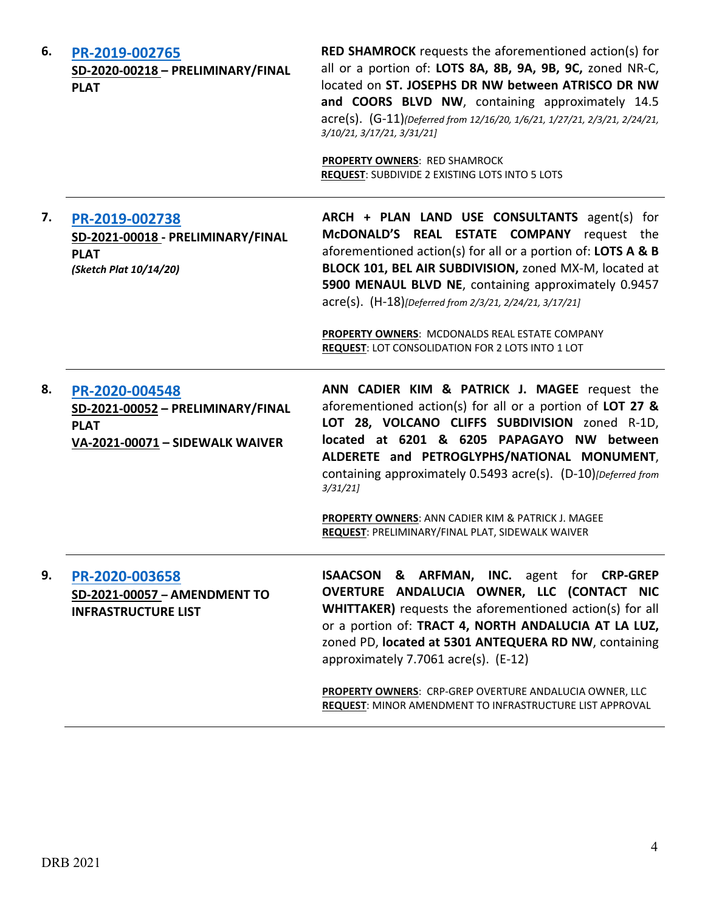| | | |
|---|---|---|
| **6.** | **PR-2019-002765**<br>**SD-2020-00218 – PRELIMINARY/FINAL PLAT** | **RED SHAMROCK** requests the aforementioned action(s) for all or a portion of: **LOTS 8A, 8B, 9A, 9B, 9C,** zoned NR-C, located on **ST. JOSEPHS DR NW between ATRISCO DR NW and COORS BLVD NW**, containing approximately 14.5 acre(s). (G-11)*[Deferred from 12/16/20, 1/6/21, 1/27/21, 2/3/21, 2/24/21, 3/10/21, 3/17/21, 3/31/21]*<br><br>**PROPERTY OWNERS**: RED SHAMROCK<br>**REQUEST**: SUBDIVIDE 2 EXISTING LOTS INTO 5 LOTS |
| **7.** | **PR-2019-002738**<br>**SD-2021-00018 - PRELIMINARY/FINAL PLAT**<br>***(Sketch Plat 10/14/20)*** | **ARCH + PLAN LAND USE CONSULTANTS** agent(s) for **McDONALD'S REAL ESTATE COMPANY** request the aforementioned action(s) for all or a portion of: **LOTS A & B BLOCK 101, BEL AIR SUBDIVISION,** zoned MX-M, located at **5900 MENAUL BLVD NE**, containing approximately 0.9457 acre(s). (H-18)*[Deferred from 2/3/21, 2/24/21, 3/17/21]*<br><br>**PROPERTY OWNERS**: MCDONALDS REAL ESTATE COMPANY<br>**REQUEST**: LOT CONSOLIDATION FOR 2 LOTS INTO 1 LOT |
| **8.** | **PR-2020-004548**<br>**SD-2021-00052 – PRELIMINARY/FINAL PLAT**<br>**VA-2021-00071 – SIDEWALK WAIVER** | **ANN CADIER KIM & PATRICK J. MAGEE** request the aforementioned action(s) for all or a portion of **LOT 27 & LOT 28, VOLCANO CLIFFS SUBDIVISION** zoned R-1D, **located at 6201 & 6205 PAPAGAYO NW between ALDERETE and PETROGLYPHS/NATIONAL MONUMENT**, containing approximately 0.5493 acre(s). (D-10)*[Deferred from 3/31/21]*<br><br>**PROPERTY OWNERS**: ANN CADIER KIM & PATRICK J. MAGEE<br>**REQUEST**: PRELIMINARY/FINAL PLAT, SIDEWALK WAIVER |
| **9.** | **PR-2020-003658**<br>**SD-2021-00057 – AMENDMENT TO INFRASTRUCTURE LIST** | **ISAACSON & ARFMAN, INC.** agent for **CRP-GREP OVERTURE ANDALUCIA OWNER, LLC (CONTACT NIC WHITTAKER)** requests the aforementioned action(s) for all or a portion of: **TRACT 4, NORTH ANDALUCIA AT LA LUZ,** zoned PD, **located at 5301 ANTEQUERA RD NW**, containing approximately 7.7061 acre(s). (E-12)<br><br>**PROPERTY OWNERS**: CRP-GREP OVERTURE ANDALUCIA OWNER, LLC<br>**REQUEST**: MINOR AMENDMENT TO INFRASTRUCTURE LIST APPROVAL |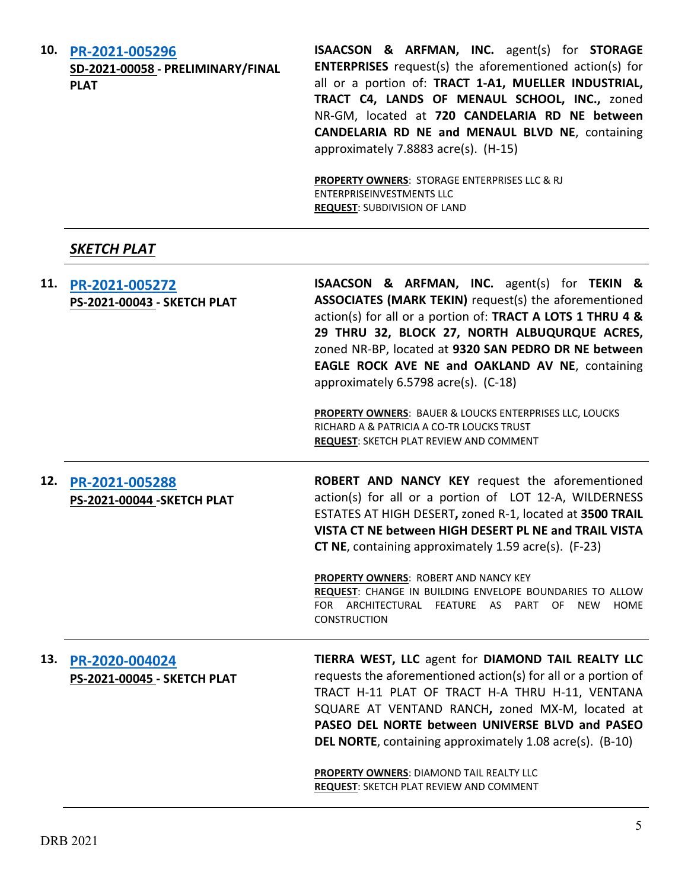**10. [PR-2021-005296](#)**
**SD-2021-00058 - PRELIMINARY/FINAL PLAT**

**ISAACSON & ARFMAN, INC.** agent(s) for **STORAGE ENTERPRISES** request(s) the aforementioned action(s) for all or a portion of: **TRACT 1-A1, MUELLER INDUSTRIAL, TRACT C4, LANDS OF MENAUL SCHOOL, INC.,** zoned NR-GM, located at **720 CANDELARIA RD NE between CANDELARIA RD NE and MENAUL BLVD NE**, containing approximately 7.8883 acre(s). (H-15)

**PROPERTY OWNERS**: STORAGE ENTERPRISES LLC & RJ ENTERPRISEINVESTMENTS LLC
**REQUEST**: SUBDIVISION OF LAND

---

***SKETCH PLAT***

---

**11. [PR-2021-005272](#)**
**PS-2021-00043 - SKETCH PLAT**

**ISAACSON & ARFMAN, INC.** agent(s) for **TEKIN & ASSOCIATES (MARK TEKIN)** request(s) the aforementioned action(s) for all or a portion of: **TRACT A LOTS 1 THRU 4 & 29 THRU 32, BLOCK 27, NORTH ALBUQURQUE ACRES,** zoned NR-BP, located at **9320 SAN PEDRO DR NE between EAGLE ROCK AVE NE and OAKLAND AV NE**, containing approximately 6.5798 acre(s). (C-18)

**PROPERTY OWNERS**: BAUER & LOUCKS ENTERPRISES LLC, LOUCKS RICHARD A & PATRICIA A CO-TR LOUCKS TRUST
**REQUEST**: SKETCH PLAT REVIEW AND COMMENT

---

**12. [PR-2021-005288](#)**
**PS-2021-00044 -SKETCH PLAT**

**ROBERT AND NANCY KEY** request the aforementioned action(s) for all or a portion of LOT 12-A, WILDERNESS ESTATES AT HIGH DESERT**,** zoned R-1, located at **3500 TRAIL VISTA CT NE between HIGH DESERT PL NE and TRAIL VISTA CT NE**, containing approximately 1.59 acre(s). (F-23)

**PROPERTY OWNERS**: ROBERT AND NANCY KEY
**REQUEST**: CHANGE IN BUILDING ENVELOPE BOUNDARIES TO ALLOW FOR ARCHITECTURAL FEATURE AS PART OF NEW HOME CONSTRUCTION

---

**13. [PR-2020-004024](#)**
**PS-2021-00045 - SKETCH PLAT**

**TIERRA WEST, LLC** agent for **DIAMOND TAIL REALTY LLC** requests the aforementioned action(s) for all or a portion of TRACT H-11 PLAT OF TRACT H-A THRU H-11, VENTANA SQUARE AT VENTAND RANCH**,** zoned MX-M, located at **PASEO DEL NORTE between UNIVERSE BLVD and PASEO DEL NORTE**, containing approximately 1.08 acre(s). (B-10)

**PROPERTY OWNERS**: DIAMOND TAIL REALTY LLC
**REQUEST**: SKETCH PLAT REVIEW AND COMMENT

---

DRB 2021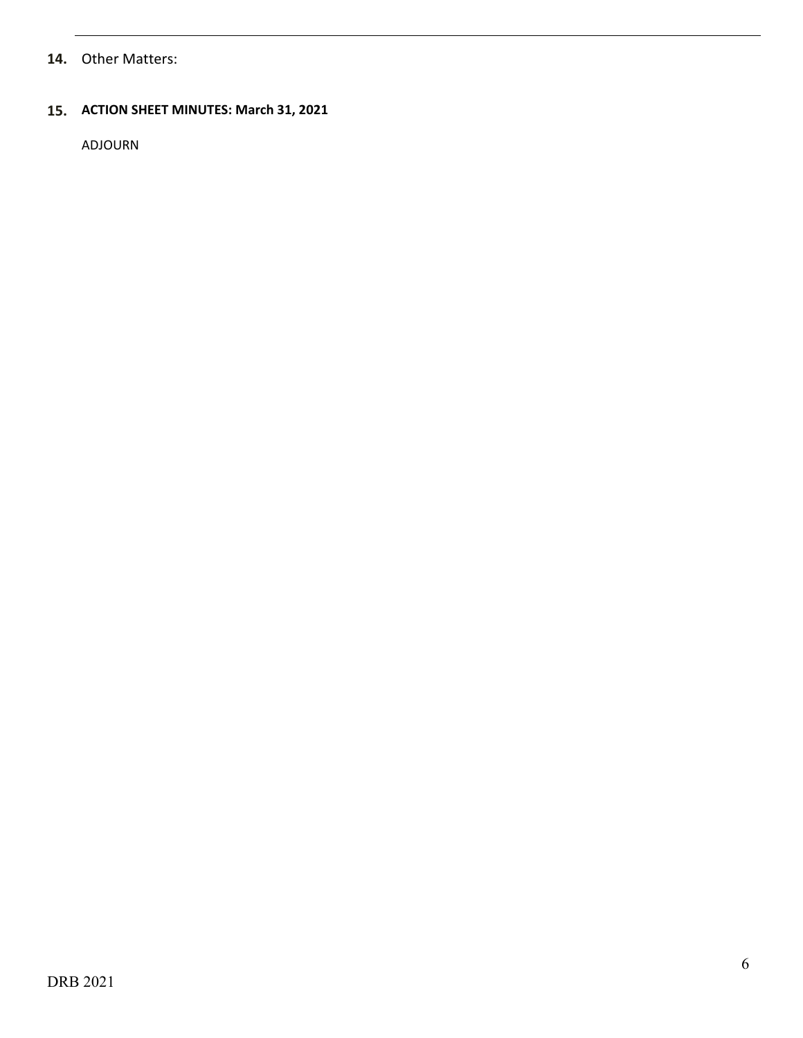**14.** Other Matters:

**15. ACTION SHEET MINUTES: March 31, 2021**

ADJOURN